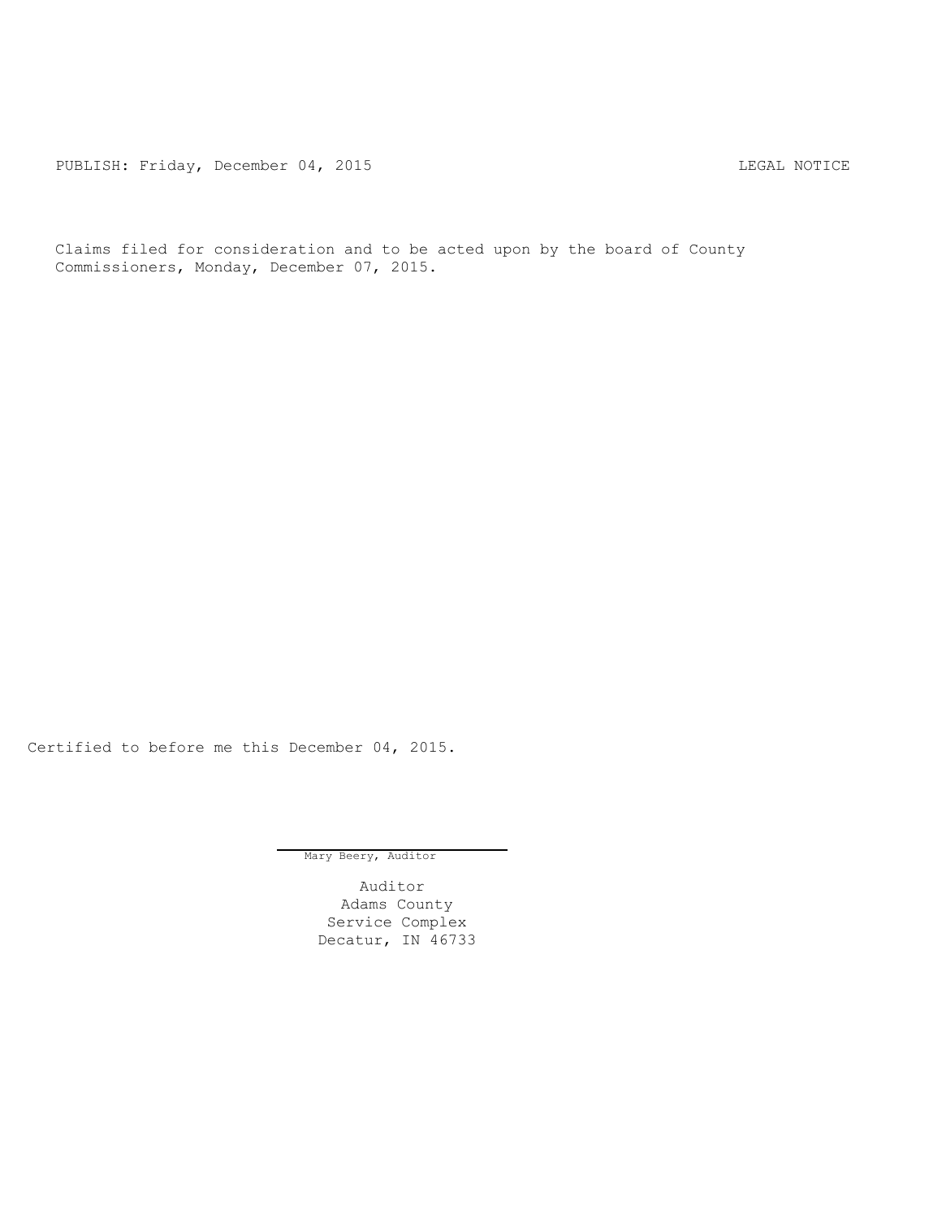PUBLISH: Friday, December 04, 2015 LEGAL NOTICE

Claims filed for consideration and to be acted upon by the board of County Commissioners, Monday, December 07, 2015.

Certified to before me this December 04, 2015.

Mary Beery, Auditor

Auditor
Adams County
Service Complex
Decatur, IN 46733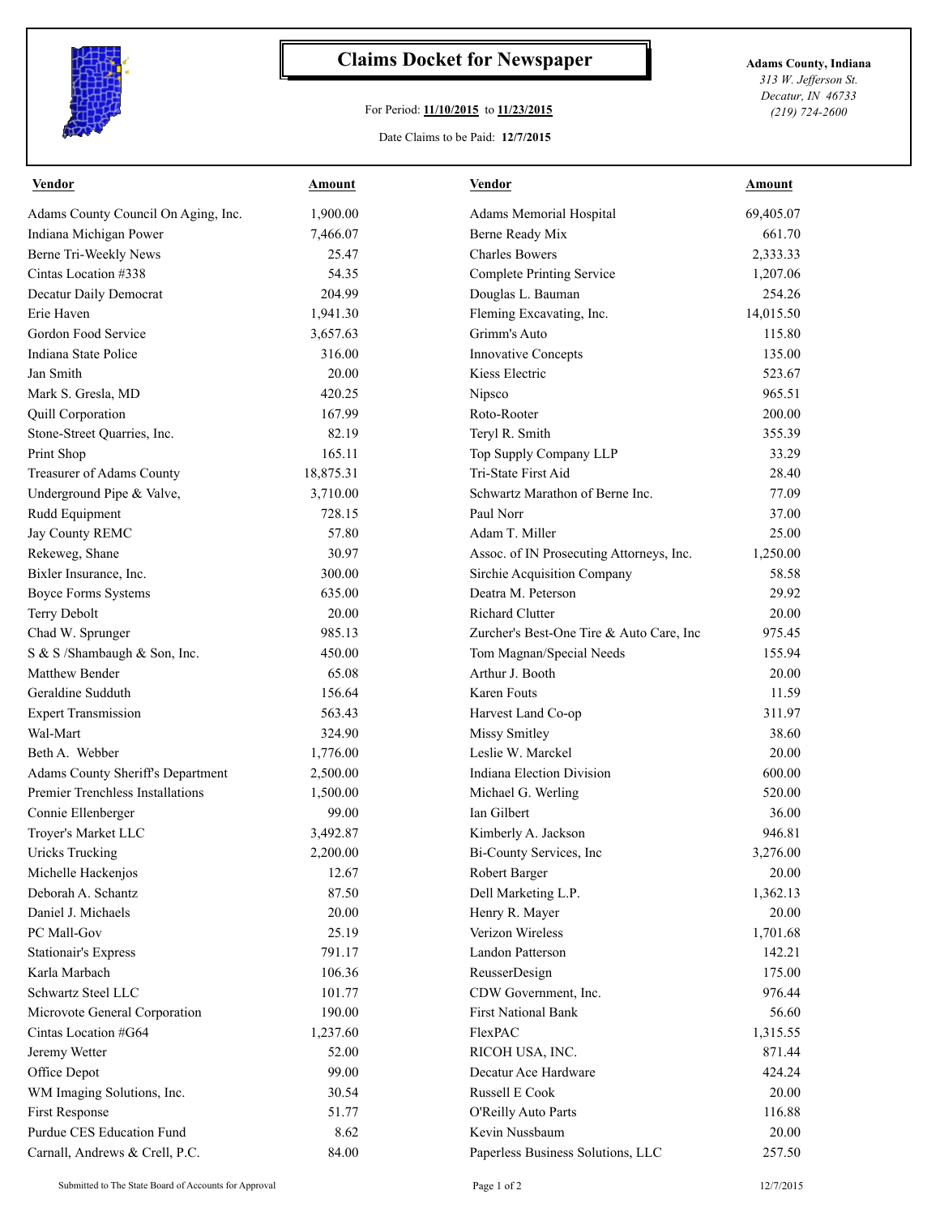# Claims Docket for Newspaper

For Period: **11/10/2015** to **11/23/2015**

Date Claims to be Paid: **12/7/2015**

**Adams County, Indiana**
*313 W. Jefferson St.*
*Decatur, IN 46733*
*(219) 724-2600*

| Vendor | Amount | Vendor | Amount |
|---|---|---|---|
| Adams County Council On Aging, Inc. | 1,900.00 | Adams Memorial Hospital | 69,405.07 |
| Indiana Michigan Power | 7,466.07 | Berne Ready Mix | 661.70 |
| Berne Tri-Weekly News | 25.47 | Charles Bowers | 2,333.33 |
| Cintas Location #338 | 54.35 | Complete Printing Service | 1,207.06 |
| Decatur Daily Democrat | 204.99 | Douglas L. Bauman | 254.26 |
| Erie Haven | 1,941.30 | Fleming Excavating, Inc. | 14,015.50 |
| Gordon Food Service | 3,657.63 | Grimm's Auto | 115.80 |
| Indiana State Police | 316.00 | Innovative Concepts | 135.00 |
| Jan Smith | 20.00 | Kiess Electric | 523.67 |
| Mark S. Gresla, MD | 420.25 | Nipsco | 965.51 |
| Quill Corporation | 167.99 | Roto-Rooter | 200.00 |
| Stone-Street Quarries, Inc. | 82.19 | Teryl R. Smith | 355.39 |
| Print Shop | 165.11 | Top Supply Company LLP | 33.29 |
| Treasurer of Adams County | 18,875.31 | Tri-State First Aid | 28.40 |
| Underground Pipe & Valve, | 3,710.00 | Schwartz Marathon of Berne Inc. | 77.09 |
| Rudd Equipment | 728.15 | Paul Norr | 37.00 |
| Jay County REMC | 57.80 | Adam T. Miller | 25.00 |
| Rekeweg, Shane | 30.97 | Assoc. of IN Prosecuting Attorneys, Inc. | 1,250.00 |
| Bixler Insurance, Inc. | 300.00 | Sirchie Acquisition Company | 58.58 |
| Boyce Forms Systems | 635.00 | Deatra M. Peterson | 29.92 |
| Terry Debolt | 20.00 | Richard Clutter | 20.00 |
| Chad W. Sprunger | 985.13 | Zurcher's Best-One Tire & Auto Care, Inc | 975.45 |
| S & S /Shambaugh & Son, Inc. | 450.00 | Tom Magnan/Special Needs | 155.94 |
| Matthew Bender | 65.08 | Arthur J. Booth | 20.00 |
| Geraldine Sudduth | 156.64 | Karen Fouts | 11.59 |
| Expert Transmission | 563.43 | Harvest Land Co-op | 311.97 |
| Wal-Mart | 324.90 | Missy Smitley | 38.60 |
| Beth A. Webber | 1,776.00 | Leslie W. Marckel | 20.00 |
| Adams County Sheriff's Department | 2,500.00 | Indiana Election Division | 600.00 |
| Premier Trenchless Installations | 1,500.00 | Michael G. Werling | 520.00 |
| Connie Ellenberger | 99.00 | Ian Gilbert | 36.00 |
| Troyer's Market LLC | 3,492.87 | Kimberly A. Jackson | 946.81 |
| Uricks Trucking | 2,200.00 | Bi-County Services, Inc | 3,276.00 |
| Michelle Hackenjos | 12.67 | Robert Barger | 20.00 |
| Deborah A. Schantz | 87.50 | Dell Marketing L.P. | 1,362.13 |
| Daniel J. Michaels | 20.00 | Henry R. Mayer | 20.00 |
| PC Mall-Gov | 25.19 | Verizon Wireless | 1,701.68 |
| Stationair's Express | 791.17 | Landon Patterson | 142.21 |
| Karla Marbach | 106.36 | ReusserDesign | 175.00 |
| Schwartz Steel LLC | 101.77 | CDW Government, Inc. | 976.44 |
| Microvote General Corporation | 190.00 | First National Bank | 56.60 |
| Cintas Location #G64 | 1,237.60 | FlexPAC | 1,315.55 |
| Jeremy Wetter | 52.00 | RICOH USA, INC. | 871.44 |
| Office Depot | 99.00 | Decatur Ace Hardware | 424.24 |
| WM Imaging Solutions, Inc. | 30.54 | Russell E Cook | 20.00 |
| First Response | 51.77 | O'Reilly Auto Parts | 116.88 |
| Purdue CES Education Fund | 8.62 | Kevin Nussbaum | 20.00 |
| Carnall, Andrews & Crell, P.C. | 84.00 | Paperless Business Solutions, LLC | 257.50 |

Submitted to The State Board of Accounts for Approval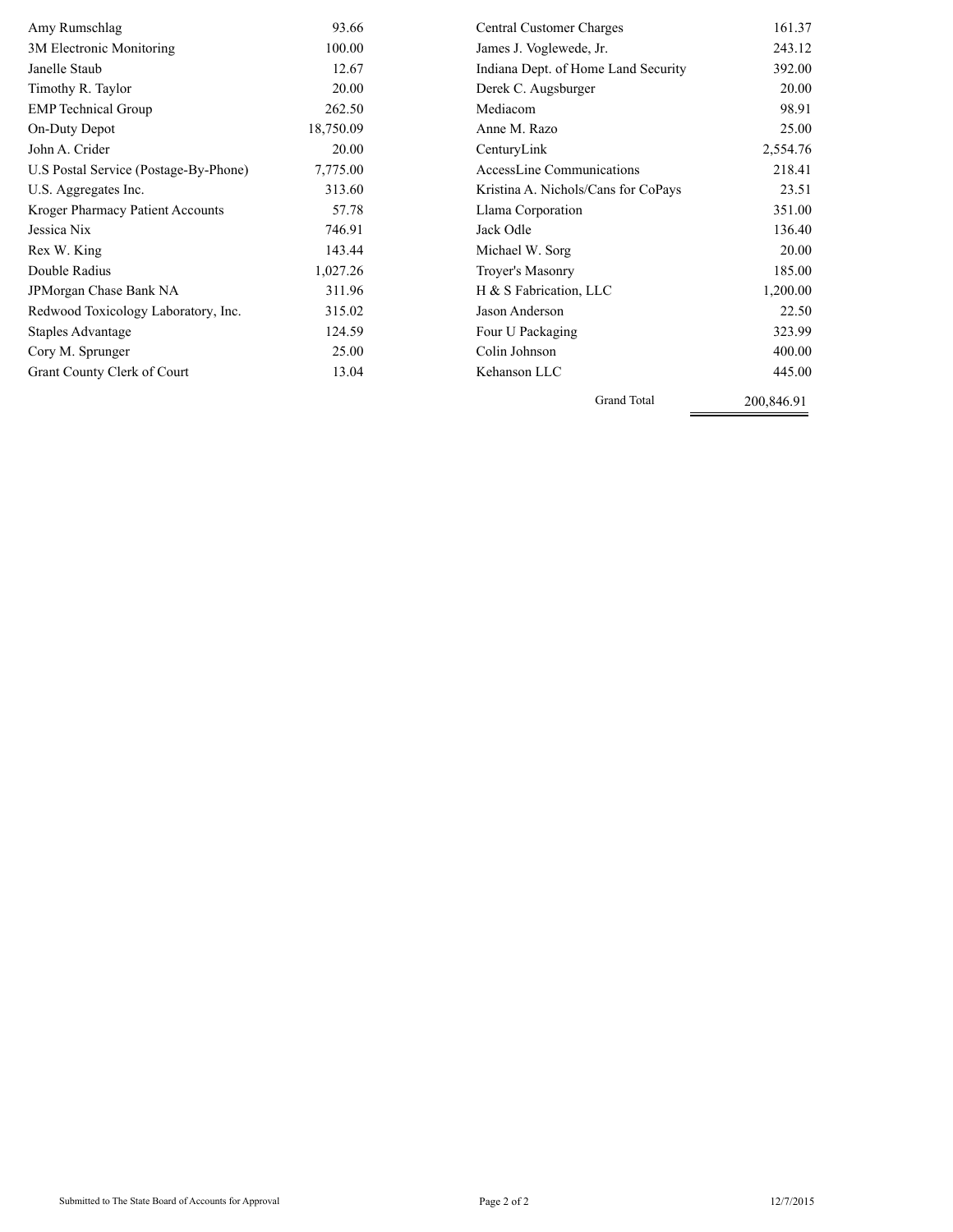| | |
|---|---|
| Amy Rumschlag | 93.66 |
| 3M Electronic Monitoring | 100.00 |
| Janelle Staub | 12.67 |
| Timothy R. Taylor | 20.00 |
| EMP Technical Group | 262.50 |
| On-Duty Depot | 18,750.09 |
| John A. Crider | 20.00 |
| U.S Postal Service (Postage-By-Phone) | 7,775.00 |
| U.S. Aggregates Inc. | 313.60 |
| Kroger Pharmacy Patient Accounts | 57.78 |
| Jessica Nix | 746.91 |
| Rex W. King | 143.44 |
| Double Radius | 1,027.26 |
| JPMorgan Chase Bank NA | 311.96 |
| Redwood Toxicology Laboratory, Inc. | 315.02 |
| Staples Advantage | 124.59 |
| Cory M. Sprunger | 25.00 |
| Grant County Clerk of Court | 13.04 |
| Central Customer Charges | 161.37 |
| James J. Voglewede, Jr. | 243.12 |
| Indiana Dept. of Home Land Security | 392.00 |
| Derek C. Augsburger | 20.00 |
| Mediacom | 98.91 |
| Anne M. Razo | 25.00 |
| CenturyLink | 2,554.76 |
| AccessLine Communications | 218.41 |
| Kristina A. Nichols/Cans for CoPays | 23.51 |
| Llama Corporation | 351.00 |
| Jack Odle | 136.40 |
| Michael W. Sorg | 20.00 |
| Troyer's Masonry | 185.00 |
| H & S Fabrication, LLC | 1,200.00 |
| Jason Anderson | 22.50 |
| Four U Packaging | 323.99 |
| Colin Johnson | 400.00 |
| Kehanson LLC | 445.00 |
| Grand Total | 200,846.91 |

Submitted to The State Board of Accounts for Approval

12/7/2015